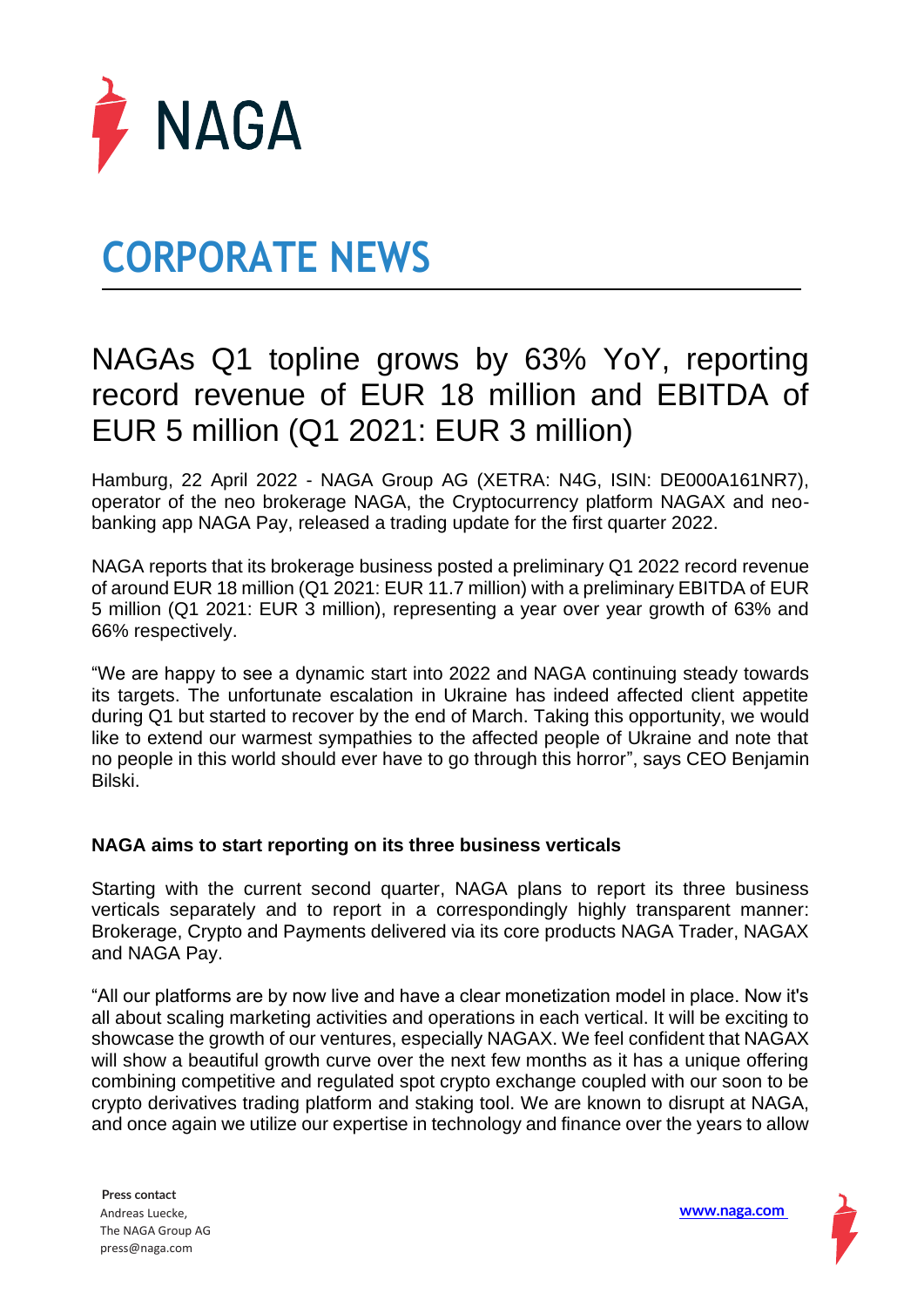# CORPORATE NEWS

## NAGAs Q1 topline grows by 63% YoY, reporting record revenue of EUR 18 million and EBITDA of EUR 5 million (Q1 2021: EUR 3 million)

Hamburg, 22 April 2022 - NAGA Group AG (XETRA: N4G, ISIN: DE000A161NR7), operator of the neo brokerage NAGA, the Cryptocurrency platform NAGAX and neo-banking app NAGA Pay, released a trading update for the first quarter 2022.

NAGA reports that its brokerage business posted a preliminary Q1 2022 record revenue of around EUR 18 million (Q1 2021: EUR 11.7 million) with a preliminary EBITDA of EUR 5 million (Q1 2021: EUR 3 million), representing a year over year growth of 63% and 66% respectively.

"We are happy to see a dynamic start into 2022 and NAGA continuing steady towards its targets. The unfortunate escalation in Ukraine has indeed affected client appetite during Q1 but started to recover by the end of March. Taking this opportunity, we would like to extend our warmest sympathies to the affected people of Ukraine and note that no people in this world should ever have to go through this horror", says CEO Benjamin Bilski.

**NAGA aims to start reporting on its three business verticals**

Starting with the current second quarter, NAGA plans to report its three business verticals separately and to report in a correspondingly highly transparent manner: Brokerage, Crypto and Payments delivered via its core products NAGA Trader, NAGAX and NAGA Pay.

"All our platforms are by now live and have a clear monetization model in place. Now it's all about scaling marketing activities and operations in each vertical. It will be exciting to showcase the growth of our ventures, especially NAGAX. We feel confident that NAGAX will show a beautiful growth curve over the next few months as it has a unique offering combining competitive and regulated spot crypto exchange coupled with our soon to be crypto derivatives trading platform and staking tool. We are known to disrupt at NAGA, and once again we utilize our expertise in technology and finance over the years to allow

**Press contact**
Andreas Luecke,
The NAGA Group AG
press@naga.com

www.naga.com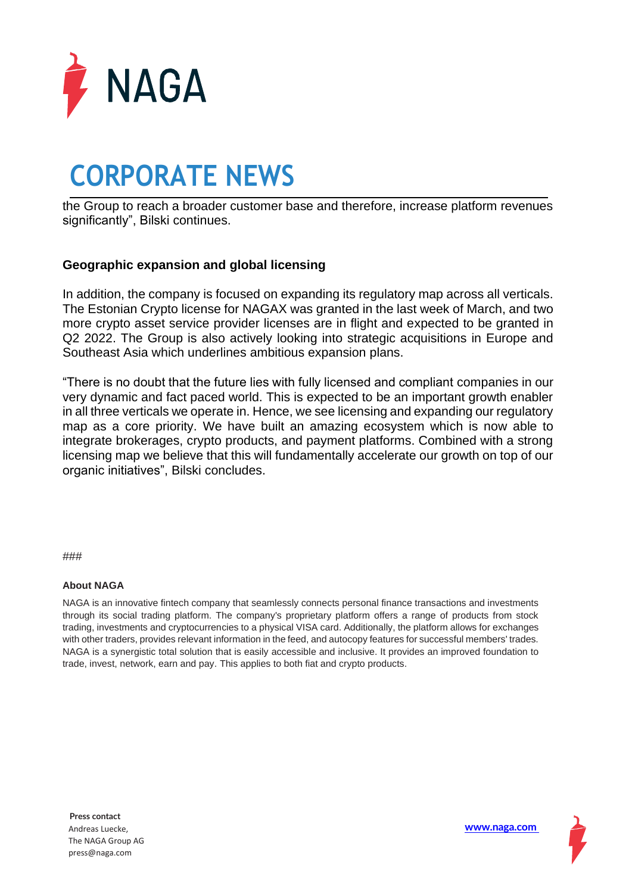the Group to reach a broader customer base and therefore, increase platform revenues significantly", Bilski continues.

## Geographic expansion and global licensing

In addition, the company is focused on expanding its regulatory map across all verticals. The Estonian Crypto license for NAGAX was granted in the last week of March, and two more crypto asset service provider licenses are in flight and expected to be granted in Q2 2022. The Group is also actively looking into strategic acquisitions in Europe and Southeast Asia which underlines ambitious expansion plans.

"There is no doubt that the future lies with fully licensed and compliant companies in our very dynamic and fact paced world. This is expected to be an important growth enabler in all three verticals we operate in. Hence, we see licensing and expanding our regulatory map as a core priority. We have built an amazing ecosystem which is now able to integrate brokerages, crypto products, and payment platforms. Combined with a strong licensing map we believe that this will fundamentally accelerate our growth on top of our organic initiatives", Bilski concludes.

###

**About NAGA**

NAGA is an innovative fintech company that seamlessly connects personal finance transactions and investments through its social trading platform. The company's proprietary platform offers a range of products from stock trading, investments and cryptocurrencies to a physical VISA card. Additionally, the platform allows for exchanges with other traders, provides relevant information in the feed, and autocopy features for successful members' trades. NAGA is a synergistic total solution that is easily accessible and inclusive. It provides an improved foundation to trade, invest, network, earn and pay. This applies to both fiat and crypto products.

**Press contact**
Andreas Luecke,
The NAGA Group AG
press@naga.com

www.naga.com